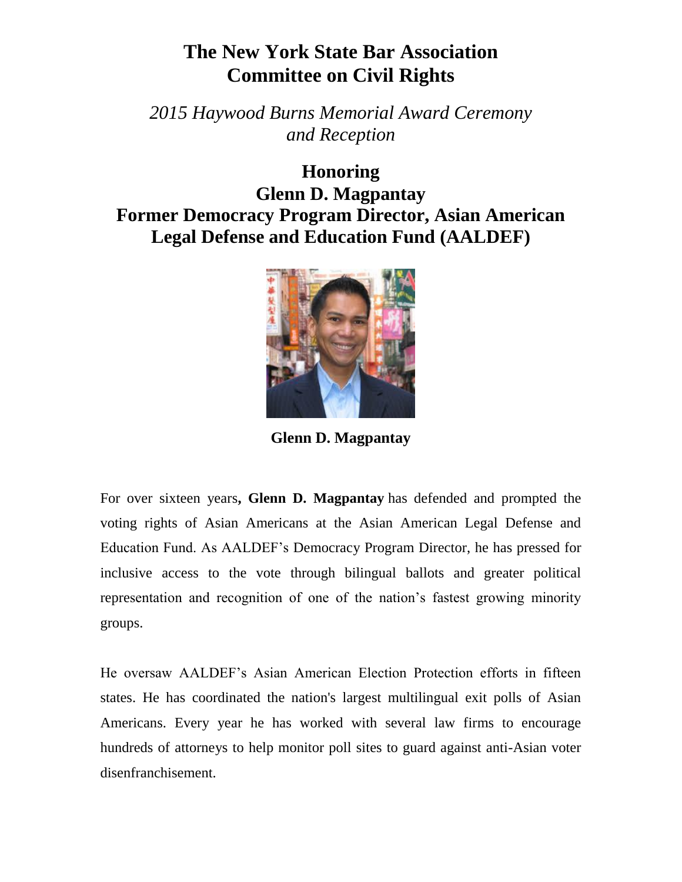# The New York State Bar Association Committee on Civil Rights

*2015 Haywood Burns Memorial Award Ceremony and Reception*

## Honoring
## Glenn D. Magpantay
## Former Democracy Program Director, Asian American Legal Defense and Education Fund (AALDEF)

**Glenn D. Magpantay**

For over sixteen years**, Glenn D. Magpantay** has defended and prompted the voting rights of Asian Americans at the Asian American Legal Defense and Education Fund. As AALDEF's Democracy Program Director, he has pressed for inclusive access to the vote through bilingual ballots and greater political representation and recognition of one of the nation's fastest growing minority groups.

He oversaw AALDEF's Asian American Election Protection efforts in fifteen states. He has coordinated the nation's largest multilingual exit polls of Asian Americans. Every year he has worked with several law firms to encourage hundreds of attorneys to help monitor poll sites to guard against anti-Asian voter disenfranchisement.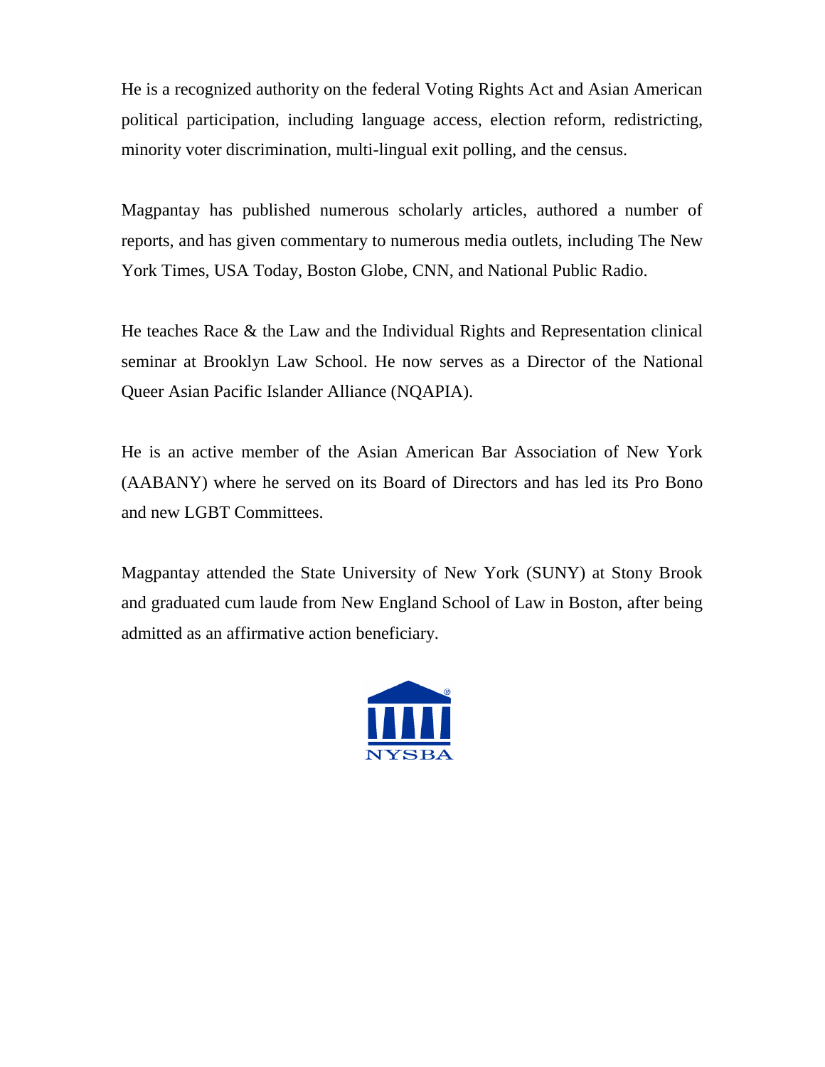He is a recognized authority on the federal Voting Rights Act and Asian American political participation, including language access, election reform, redistricting, minority voter discrimination, multi-lingual exit polling, and the census.

Magpantay has published numerous scholarly articles, authored a number of reports, and has given commentary to numerous media outlets, including The New York Times, USA Today, Boston Globe, CNN, and National Public Radio.

He teaches Race & the Law and the Individual Rights and Representation clinical seminar at Brooklyn Law School. He now serves as a Director of the National Queer Asian Pacific Islander Alliance (NQAPIA).

He is an active member of the Asian American Bar Association of New York (AABANY) where he served on its Board of Directors and has led its Pro Bono and new LGBT Committees.

Magpantay attended the State University of New York (SUNY) at Stony Brook and graduated cum laude from New England School of Law in Boston, after being admitted as an affirmative action beneficiary.

NYSBA